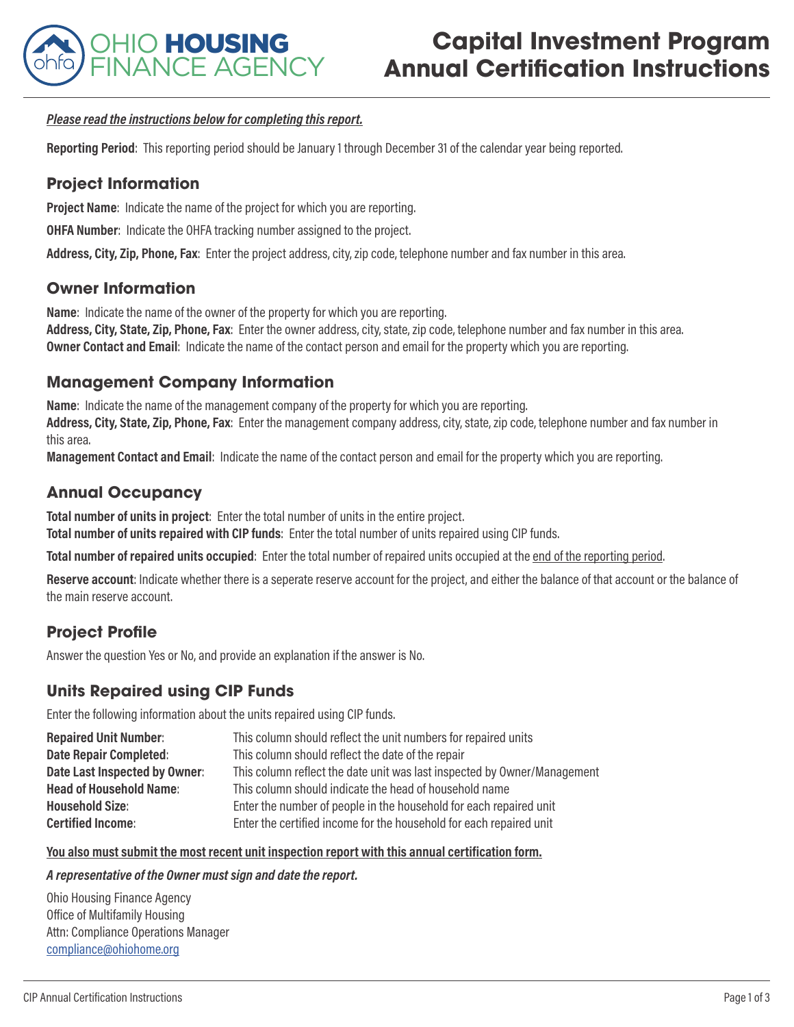OHIO **HOUSING** FINANCE AGENCY

# Capital Investment Program Annual Certification Instructions

***Please read the instructions below for completing this report.***

**Reporting Period**: This reporting period should be January 1 through December 31 of the calendar year being reported.

## Project Information

**Project Name**: Indicate the name of the project for which you are reporting.

**OHFA Number**: Indicate the OHFA tracking number assigned to the project.

**Address, City, Zip, Phone, Fax**: Enter the project address, city, zip code, telephone number and fax number in this area.

## Owner Information

**Name**: Indicate the name of the owner of the property for which you are reporting.
**Address, City, State, Zip, Phone, Fax**: Enter the owner address, city, state, zip code, telephone number and fax number in this area.
**Owner Contact and Email**: Indicate the name of the contact person and email for the property which you are reporting.

## Management Company Information

**Name**: Indicate the name of the management company of the property for which you are reporting.
**Address, City, State, Zip, Phone, Fax**: Enter the management company address, city, state, zip code, telephone number and fax number in this area.
**Management Contact and Email**: Indicate the name of the contact person and email for the property which you are reporting.

## Annual Occupancy

**Total number of units in project**: Enter the total number of units in the entire project.
**Total number of units repaired with CIP funds**: Enter the total number of units repaired using CIP funds.

**Total number of repaired units occupied**: Enter the total number of repaired units occupied at the end of the reporting period.

**Reserve account**: Indicate whether there is a seperate reserve account for the project, and either the balance of that account or the balance of the main reserve account.

## Project Profile

Answer the question Yes or No, and provide an explanation if the answer is No.

## Units Repaired using CIP Funds

Enter the following information about the units repaired using CIP funds.

| | |
|---|---|
| **Repaired Unit Number**: | This column should reflect the unit numbers for repaired units |
| **Date Repair Completed**: | This column should reflect the date of the repair |
| **Date Last Inspected by Owner**: | This column reflect the date unit was last inspected by Owner/Management |
| **Head of Household Name**: | This column should indicate the head of household name |
| **Household Size**: | Enter the number of people in the household for each repaired unit |
| **Certified Income**: | Enter the certified income for the household for each repaired unit |

**You also must submit the most recent unit inspection report with this annual certification form.**

***A representative of the Owner must sign and date the report.***

Ohio Housing Finance Agency
Office of Multifamily Housing
Attn: Compliance Operations Manager
compliance@ohiohome.org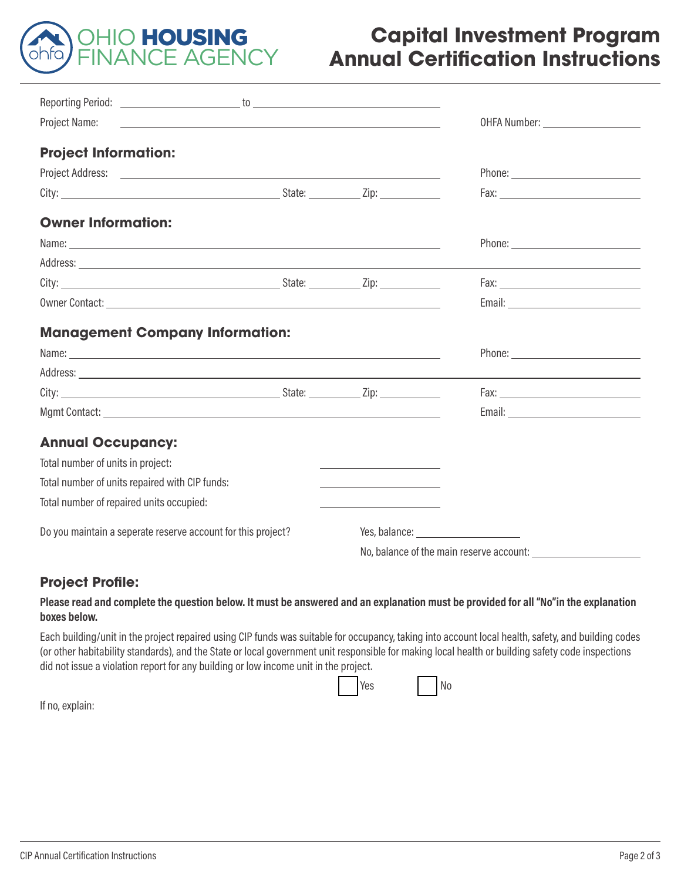# Capital Investment Program Annual Certification Instructions

Reporting Period: ____________________ to ______________________________

Project Name: ______________________________ OHFA Number: ________________

## Project Information:

Project Address: ______________________________ Phone: ____________________

City: ____________________ State: ________ Zip: __________ Fax: ____________________

## Owner Information:

Name: ______________________________ Phone: ____________________

Address: ______________________________________________________________

City: ____________________ State: ________ Zip: __________ Fax: ____________________

Owner Contact: ______________________________ Email: ____________________

## Management Company Information:

Name: ______________________________ Phone: ____________________

Address: ______________________________________________________________

City: ____________________ State: ________ Zip: __________ Fax: ____________________

Mgmt Contact: ______________________________ Email: ____________________

## Annual Occupancy:

Total number of units in project: ____________________

Total number of units repaired with CIP funds: ____________________

Total number of repaired units occupied: ____________________

Do you maintain a seperate reserve account for this project?

Yes, balance: ____________________

No, balance of the main reserve account: ____________________

## Project Profile:

**Please read and complete the question below. It must be answered and an explanation must be provided for all "No"in the explanation boxes below.**

Each building/unit in the project repaired using CIP funds was suitable for occupancy, taking into account local health, safety, and building codes (or other habitability standards), and the State or local government unit responsible for making local health or building safety code inspections did not issue a violation report for any building or low income unit in the project.

☐ Yes ☐ No

If no, explain: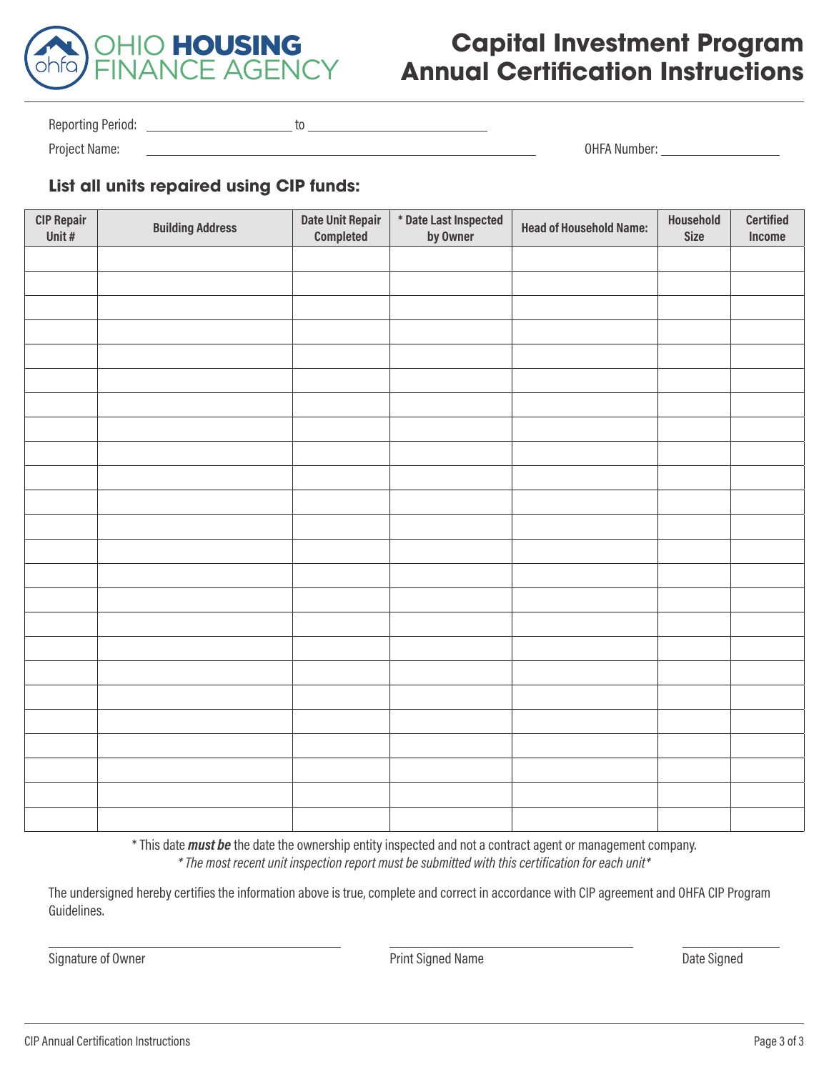# OHIO HOUSING FINANCE AGENCY

# Capital Investment Program Annual Certification Instructions

Reporting Period: ____________________ to ________________________

Project Name: ________________________________________________ OHFA Number: ________________

### List all units repaired using CIP funds:

| CIP Repair Unit # | Building Address | Date Unit Repair Completed | * Date Last Inspected by Owner | Head of Household Name: | Household Size | Certified Income |
|---|---|---|---|---|---|---|
| | | | | | | |
| | | | | | | |
| | | | | | | |
| | | | | | | |
| | | | | | | |
| | | | | | | |
| | | | | | | |
| | | | | | | |
| | | | | | | |
| | | | | | | |
| | | | | | | |
| | | | | | | |
| | | | | | | |
| | | | | | | |
| | | | | | | |
| | | | | | | |
| | | | | | | |
| | | | | | | |
| | | | | | | |
| | | | | | | |
| | | | | | | |
| | | | | | | |
| | | | | | | |
| | | | | | | |

* This date ***must be*** the date the ownership entity inspected and not a contract agent or management company.

*\* The most recent unit inspection report must be submitted with this certification for each unit\**

The undersigned hereby certifies the information above is true, complete and correct in accordance with CIP agreement and OHFA CIP Program Guidelines.

________________________________ ________________________________ ____________

Signature of Owner Print Signed Name Date Signed